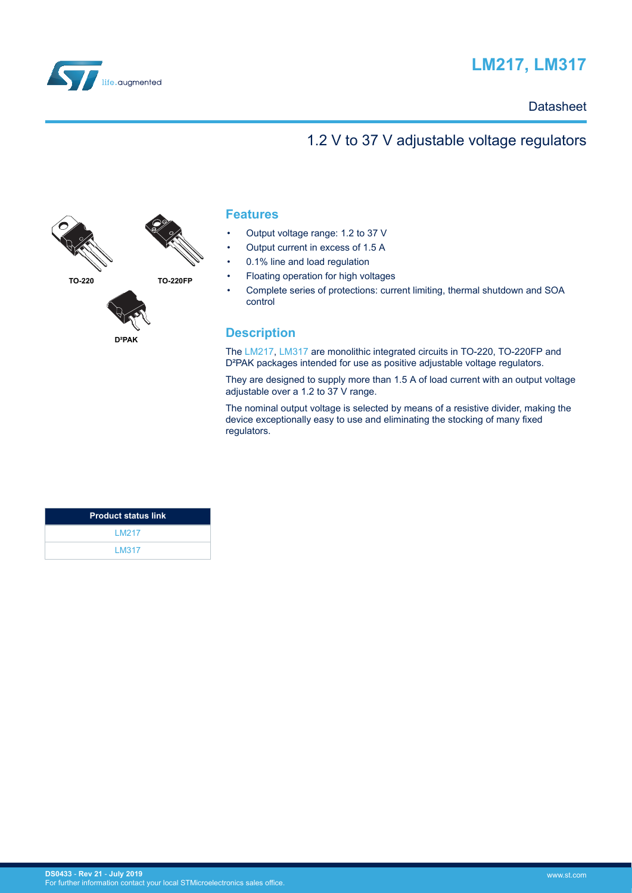# LM217, LM317

Datasheet

## 1.2 V to 37 V adjustable voltage regulators

TO-220

TO-220FP

D²PAK

## Features

- Output voltage range: 1.2 to 37 V
- Output current in excess of 1.5 A
- 0.1% line and load regulation
- Floating operation for high voltages
- Complete series of protections: current limiting, thermal shutdown and SOA control

## Description

The LM217, LM317 are monolithic integrated circuits in TO-220, TO-220FP and D²PAK packages intended for use as positive adjustable voltage regulators.

They are designed to supply more than 1.5 A of load current with an output voltage adjustable over a 1.2 to 37 V range.

The nominal output voltage is selected by means of a resistive divider, making the device exceptionally easy to use and eliminating the stocking of many fixed regulators.

| Product status link |
| --- |
| LM217 |
| LM317 |

DS0433 - Rev 21 - July 2019
For further information contact your local STMicroelectronics sales office.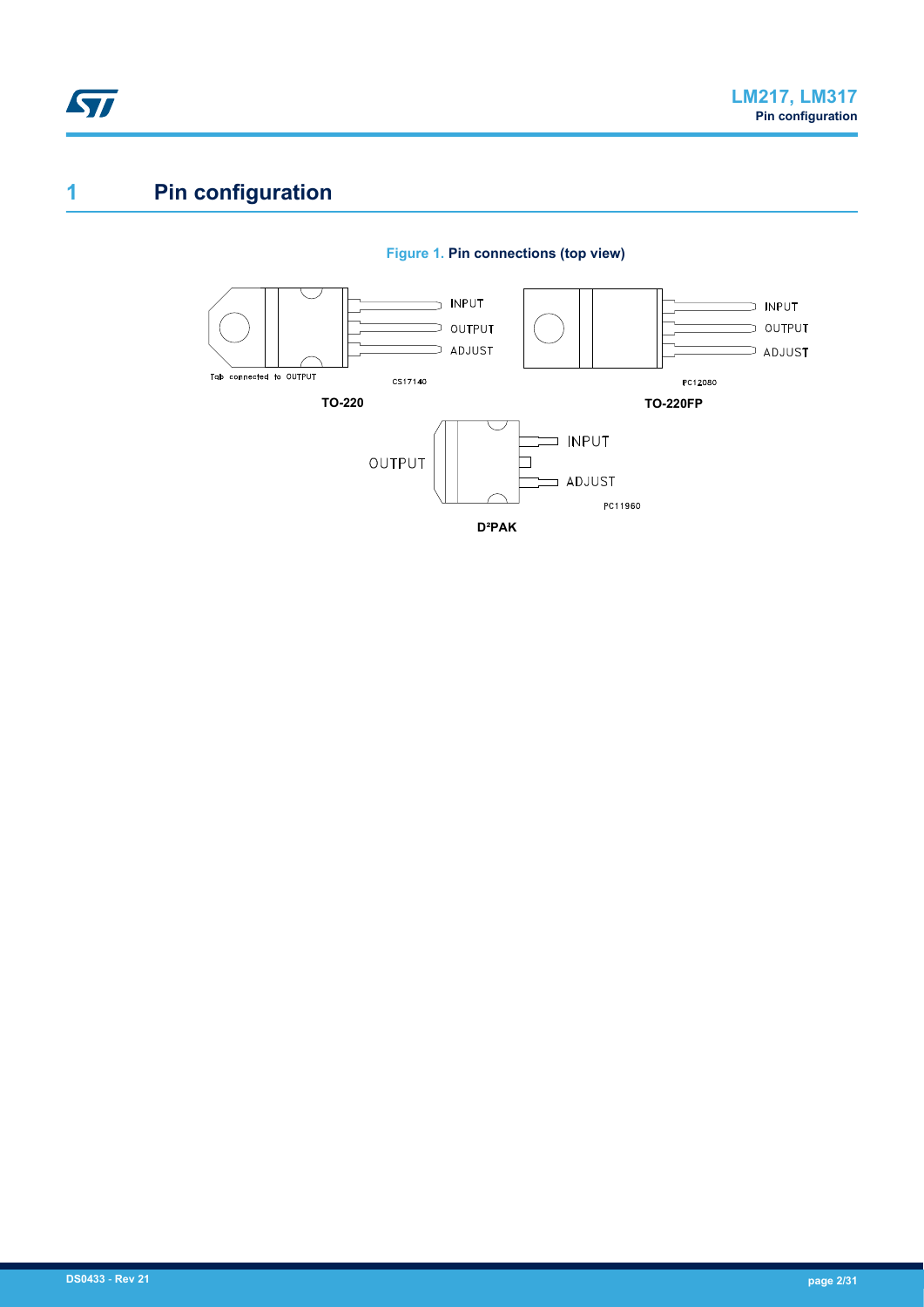# 1 Pin configuration

**Figure 1. Pin connections (top view)**

TO-220: INPUT, OUTPUT, ADJUST — Tab connected to OUTPUT (CS17140)

TO-220FP: INPUT, OUTPUT, ADJUST (PC12080)

D²PAK: INPUT, OUTPUT, ADJUST (PC11960)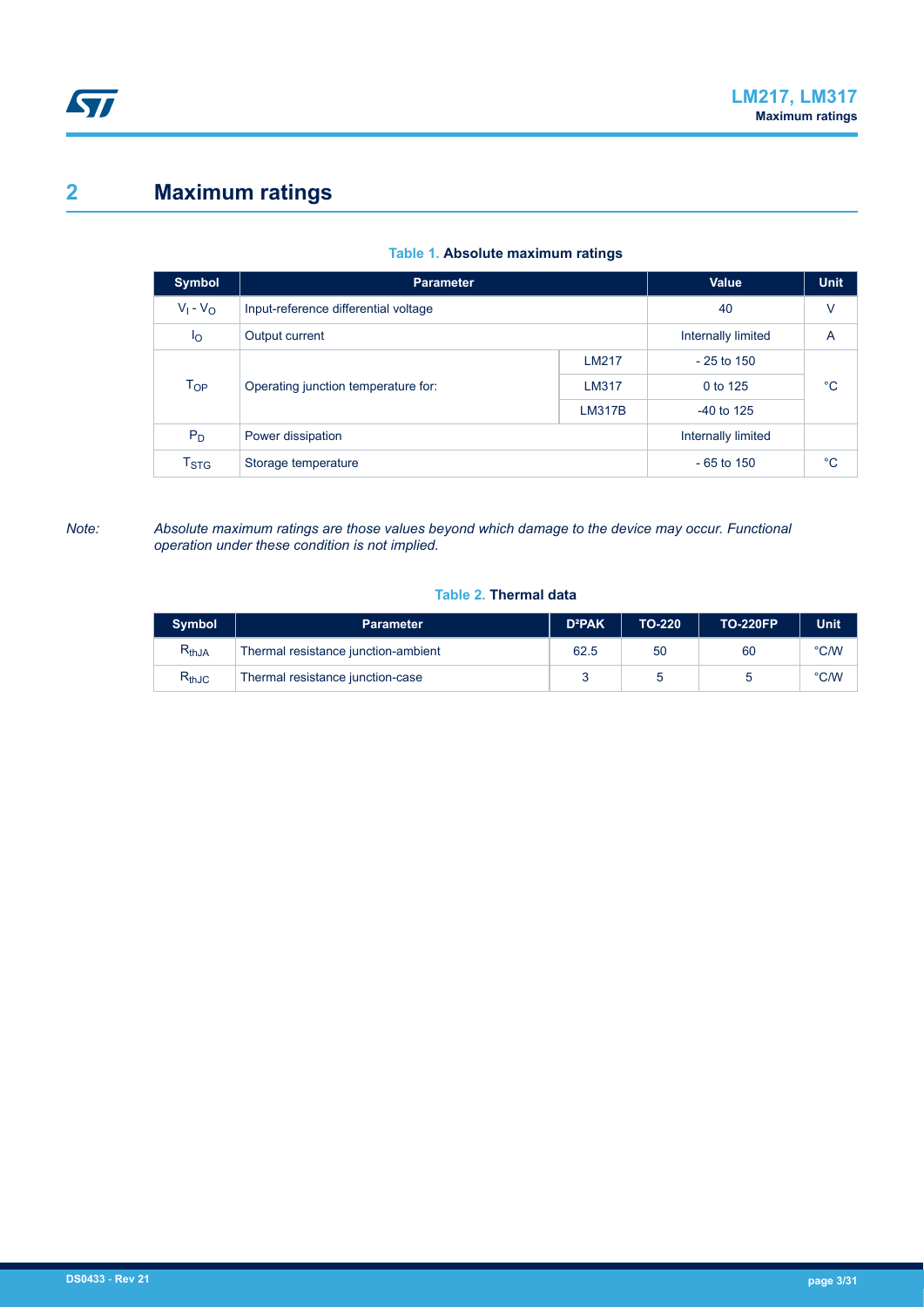## 2 Maximum ratings

**Table 1. Absolute maximum ratings**

| Symbol | Parameter | | Value | Unit |
|---|---|---|---|---|
| $V_I - V_O$ | Input-reference differential voltage | | 40 | V |
| $I_O$ | Output current | | Internally limited | A |
| $T_{OP}$ | Operating junction temperature for: | LM217 | - 25 to 150 | °C |
| | | LM317 | 0 to 125 | |
| | | LM317B | -40 to 125 | |
| $P_D$ | Power dissipation | | Internally limited | |
| $T_{STG}$ | Storage temperature | | - 65 to 150 | °C |

*Note: Absolute maximum ratings are those values beyond which damage to the device may occur. Functional operation under these condition is not implied.*

**Table 2. Thermal data**

| Symbol | Parameter | D²PAK | TO-220 | TO-220FP | Unit |
|---|---|---|---|---|---|
| $R_{thJA}$ | Thermal resistance junction-ambient | 62.5 | 50 | 60 | °C/W |
| $R_{thJC}$ | Thermal resistance junction-case | 3 | 5 | 5 | °C/W |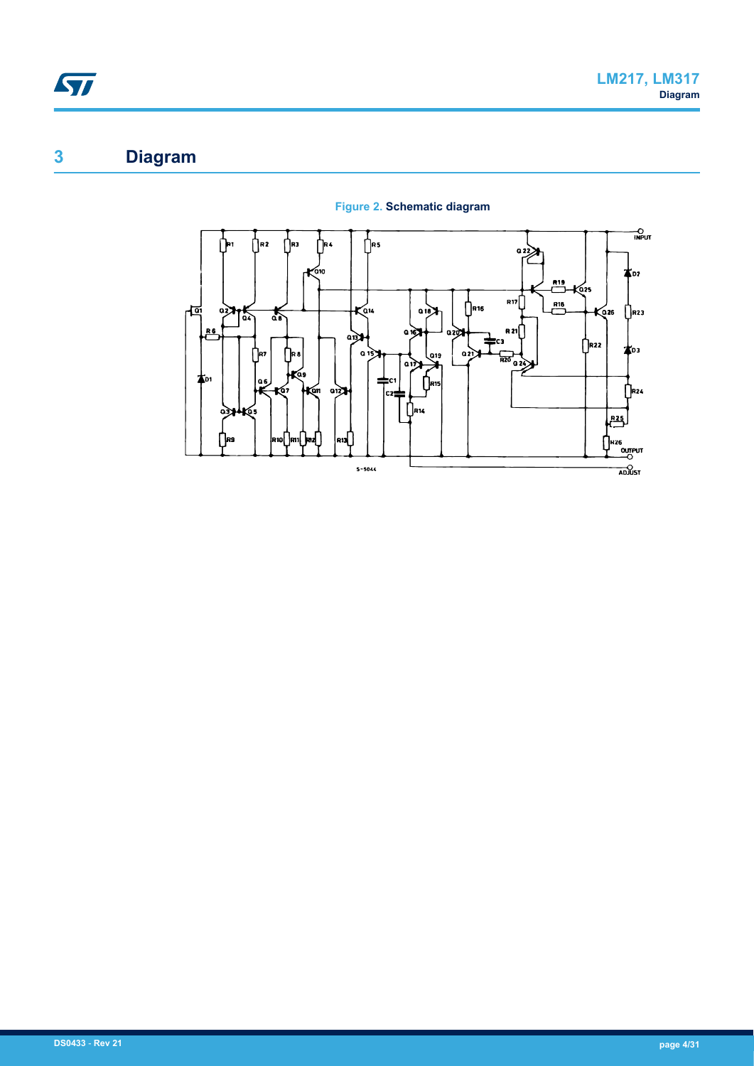# 3 Diagram

**Figure 2. Schematic diagram**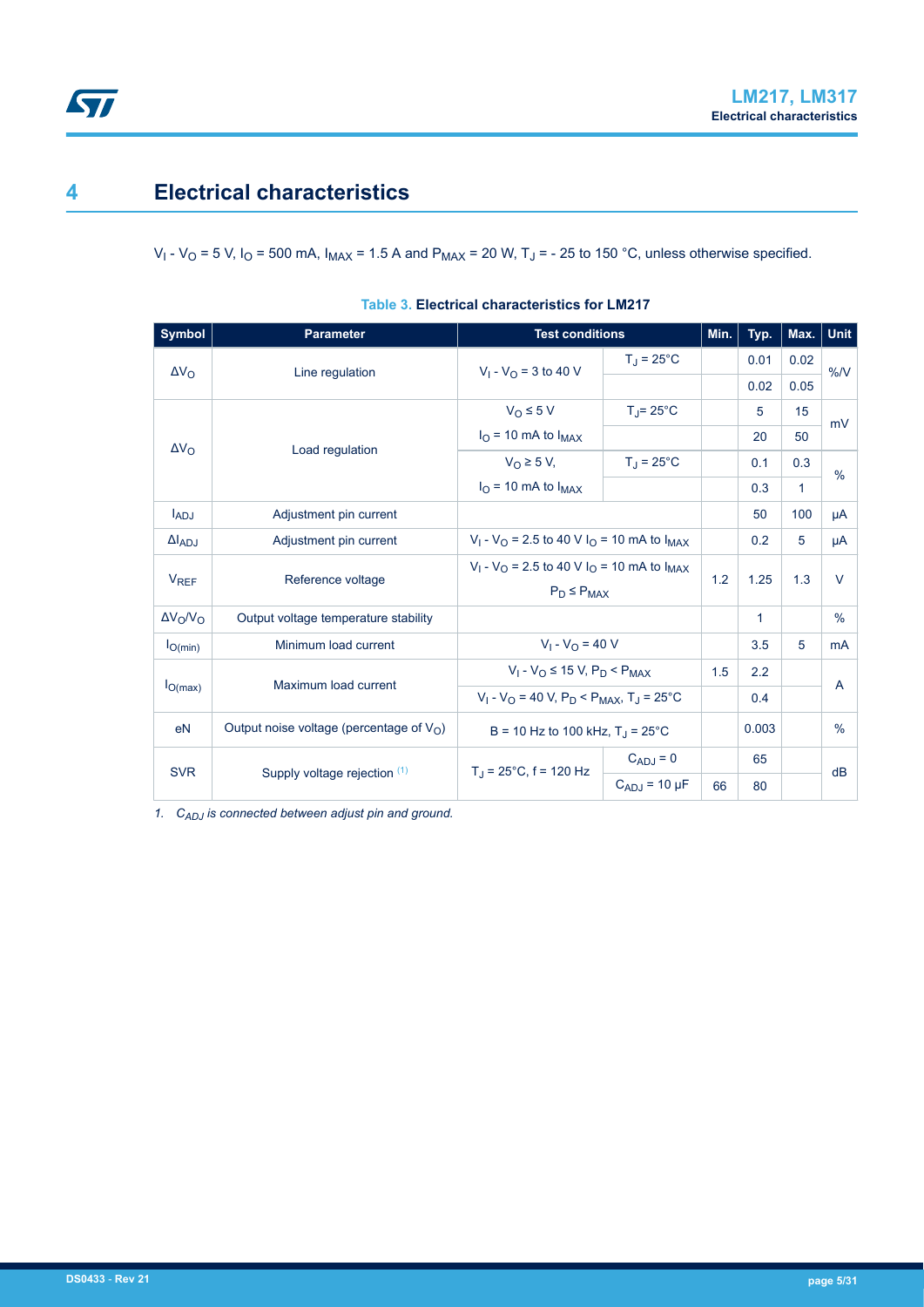# 4 Electrical characteristics

$V_I$ - $V_O$ = 5 V, $I_O$ = 500 mA, $I_{MAX}$ = 1.5 A and $P_{MAX}$ = 20 W, $T_J$ = - 25 to 150 °C, unless otherwise specified.

**Table 3. Electrical characteristics for LM217**

| Symbol | Parameter | Test conditions | | Min. | Typ. | Max. | Unit |
|---|---|---|---|---|---|---|---|
| $\Delta V_O$ | Line regulation | $V_I$ - $V_O$ = 3 to 40 V | $T_J$ = 25°C | | 0.01 | 0.02 | %/V |
| | | | | | 0.02 | 0.05 | |
| $\Delta V_O$ | Load regulation | $V_O$ ≤ 5 V, $I_O$ = 10 mA to $I_{MAX}$ | $T_J$= 25°C | | 5 | 15 | mV |
| | | | | | 20 | 50 | |
| | | $V_O$ ≥ 5 V, $I_O$ = 10 mA to $I_{MAX}$ | $T_J$ = 25°C | | 0.1 | 0.3 | % |
| | | | | | 0.3 | 1 | |
| $I_{ADJ}$ | Adjustment pin current | | | | 50 | 100 | µA |
| $\Delta I_{ADJ}$ | Adjustment pin current | $V_I$ - $V_O$ = 2.5 to 40 V $I_O$ = 10 mA to $I_{MAX}$ | | | 0.2 | 5 | µA |
| $V_{REF}$ | Reference voltage | $V_I$ - $V_O$ = 2.5 to 40 V $I_O$ = 10 mA to $I_{MAX}$ $P_D$ ≤ $P_{MAX}$ | | 1.2 | 1.25 | 1.3 | V |
| $\Delta V_O/V_O$ | Output voltage temperature stability | | | | 1 | | % |
| $I_{O(min)}$ | Minimum load current | $V_I$ - $V_O$ = 40 V | | | 3.5 | 5 | mA |
| $I_{O(max)}$ | Maximum load current | $V_I$ - $V_O$ ≤ 15 V, $P_D$ < $P_{MAX}$ | | 1.5 | 2.2 | | A |
| | | $V_I$ - $V_O$ = 40 V, $P_D$ < $P_{MAX}$, $T_J$ = 25°C | | | 0.4 | | |
| eN | Output noise voltage (percentage of $V_O$) | B = 10 Hz to 100 kHz, $T_J$ = 25°C | | | 0.003 | | % |
| SVR | Supply voltage rejection [1] | $T_J$ = 25°C, f = 120 Hz | $C_{ADJ}$ = 0 | | 65 | | dB |
| | | | $C_{ADJ}$ = 10 µF | 66 | 80 | | |

1. *$C_{ADJ}$ is connected between adjust pin and ground.*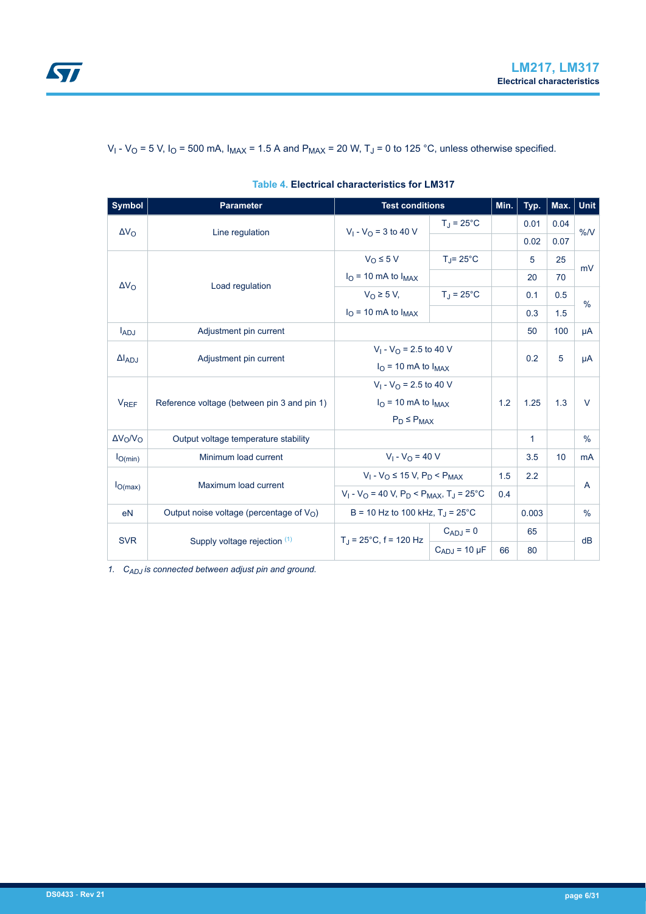$V_I - V_O = 5$ V, $I_O = 500$ mA, $I_{MAX} = 1.5$ A and $P_{MAX} = 20$ W, $T_J = 0$ to 125 °C, unless otherwise specified.

**Table 4. Electrical characteristics for LM317**

| Symbol | Parameter | Test conditions | | Min. | Typ. | Max. | Unit |
|---|---|---|---|---|---|---|---|
| $\Delta V_O$ | Line regulation | $V_I - V_O = 3$ to 40 V | $T_J = 25°C$ | | 0.01 | 0.04 | %/V |
| | | | | | 0.02 | 0.07 | |
| $\Delta V_O$ | Load regulation | $V_O \leq 5$ V, $I_O = 10$ mA to $I_{MAX}$ | $T_J = 25°C$ | | 5 | 25 | mV |
| | | | | | 20 | 70 | |
| | | $V_O \geq 5$ V, $I_O = 10$ mA to $I_{MAX}$ | $T_J = 25°C$ | | 0.1 | 0.5 | % |
| | | | | | 0.3 | 1.5 | |
| $I_{ADJ}$ | Adjustment pin current | | | | 50 | 100 | µA |
| $\Delta I_{ADJ}$ | Adjustment pin current | $V_I - V_O = 2.5$ to 40 V, $I_O = 10$ mA to $I_{MAX}$ | | | 0.2 | 5 | µA |
| $V_{REF}$ | Reference voltage (between pin 3 and pin 1) | $V_I - V_O = 2.5$ to 40 V, $I_O = 10$ mA to $I_{MAX}$, $P_D \leq P_{MAX}$ | | 1.2 | 1.25 | 1.3 | V |
| $\Delta V_O/V_O$ | Output voltage temperature stability | | | | 1 | | % |
| $I_{O(min)}$ | Minimum load current | $V_I - V_O = 40$ V | | | 3.5 | 10 | mA |
| $I_{O(max)}$ | Maximum load current | $V_I - V_O \leq 15$ V, $P_D < P_{MAX}$ | | 1.5 | 2.2 | | A |
| | | $V_I - V_O = 40$ V, $P_D < P_{MAX}$, $T_J = 25°C$ | | 0.4 | | | |
| eN | Output noise voltage (percentage of $V_O$) | B = 10 Hz to 100 kHz, $T_J = 25°C$ | | | 0.003 | | % |
| SVR | Supply voltage rejection [(1)] | $T_J = 25°C$, f = 120 Hz | $C_{ADJ} = 0$ | | 65 | | dB |
| | | | $C_{ADJ} = 10$ µF | 66 | 80 | | |

1. *$C_{ADJ}$ is connected between adjust pin and ground.*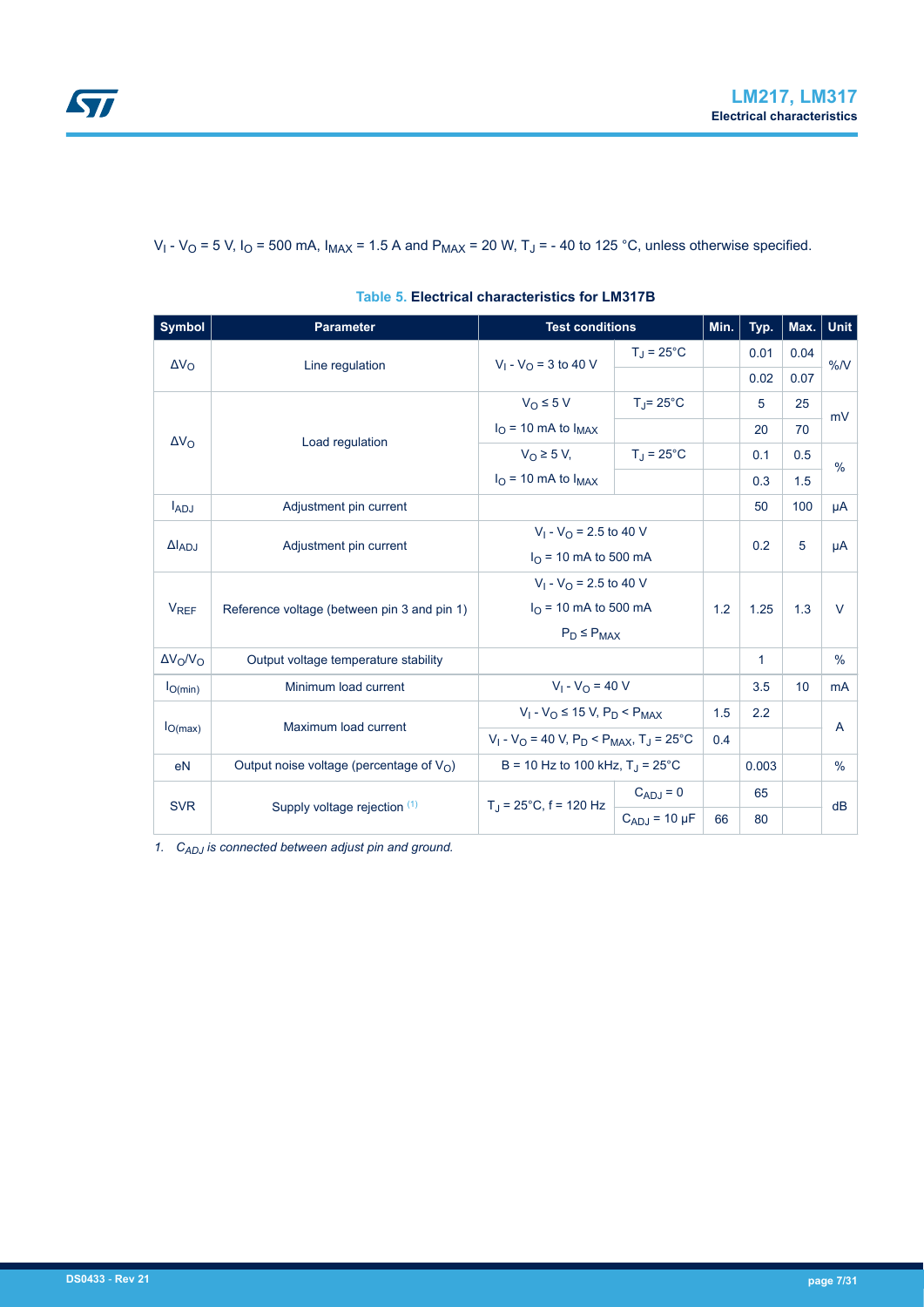$V_I$ - $V_O$ = 5 V, $I_O$ = 500 mA, $I_{MAX}$ = 1.5 A and $P_{MAX}$ = 20 W, $T_J$ = - 40 to 125 °C, unless otherwise specified.

**Table 5. Electrical characteristics for LM317B**

| Symbol | Parameter | Test conditions | | Min. | Typ. | Max. | Unit |
|---|---|---|---|---|---|---|---|
| $\Delta V_O$ | Line regulation | $V_I$ - $V_O$ = 3 to 40 V | $T_J$ = 25°C | | 0.01 | 0.04 | %/V |
| | | | | | 0.02 | 0.07 | |
| $\Delta V_O$ | Load regulation | $V_O$ ≤ 5 V, $I_O$ = 10 mA to $I_{MAX}$ | $T_J$= 25°C | | 5 | 25 | mV |
| | | | | | 20 | 70 | |
| | | $V_O$ ≥ 5 V, $I_O$ = 10 mA to $I_{MAX}$ | $T_J$ = 25°C | | 0.1 | 0.5 | % |
| | | | | | 0.3 | 1.5 | |
| $I_{ADJ}$ | Adjustment pin current | | | | 50 | 100 | μA |
| $\Delta I_{ADJ}$ | Adjustment pin current | $V_I$ - $V_O$ = 2.5 to 40 V, $I_O$ = 10 mA to 500 mA | | | 0.2 | 5 | μA |
| $V_{REF}$ | Reference voltage (between pin 3 and pin 1) | $V_I$ - $V_O$ = 2.5 to 40 V, $I_O$ = 10 mA to 500 mA, $P_D$ ≤ $P_{MAX}$ | | 1.2 | 1.25 | 1.3 | V |
| $\Delta V_O/V_O$ | Output voltage temperature stability | | | | 1 | | % |
| $I_{O(min)}$ | Minimum load current | $V_I$ - $V_O$ = 40 V | | | 3.5 | 10 | mA |
| $I_{O(max)}$ | Maximum load current | $V_I$ - $V_O$ ≤ 15 V, $P_D$ < $P_{MAX}$ | | 1.5 | 2.2 | | A |
| | | $V_I$ - $V_O$ = 40 V, $P_D$ < $P_{MAX}$, $T_J$ = 25°C | | 0.4 | | | |
| eN | Output noise voltage (percentage of $V_O$) | B = 10 Hz to 100 kHz, $T_J$ = 25°C | | | 0.003 | | % |
| SVR | Supply voltage rejection (1) | $T_J$ = 25°C, f = 120 Hz | $C_{ADJ}$ = 0 | | 65 | | dB |
| | | | $C_{ADJ}$ = 10 μF | 66 | 80 | | |

1. *$C_{ADJ}$ is connected between adjust pin and ground.*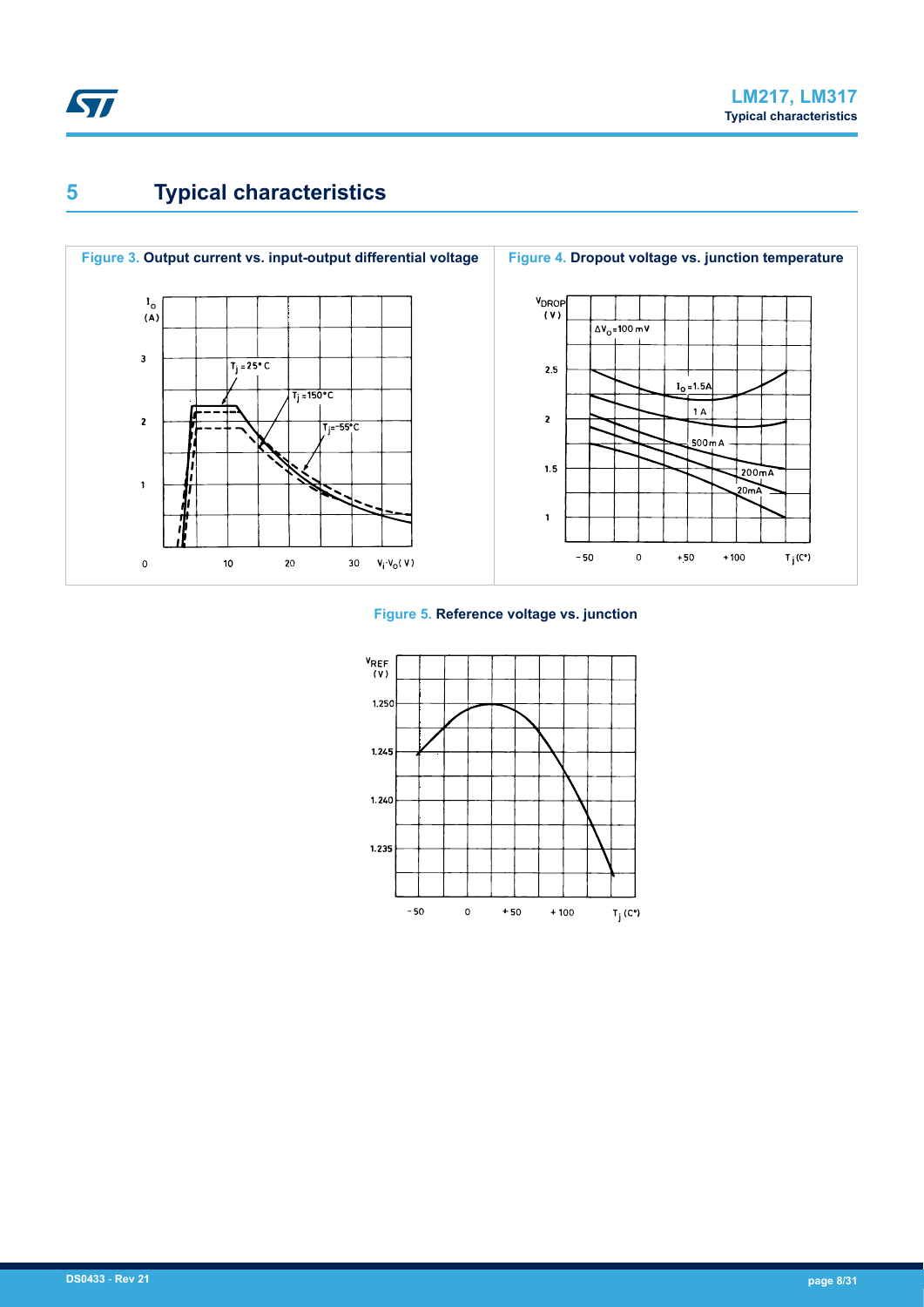# 5 Typical characteristics

**Figure 3.** Output current vs. input-output differential voltage

**Figure 4.** Dropout voltage vs. junction temperature

**Figure 5.** Reference voltage vs. junction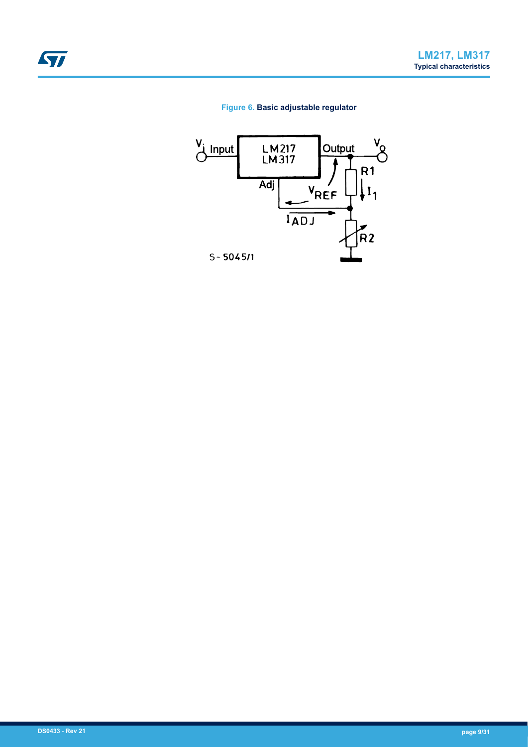Figure 6. Basic adjustable regulator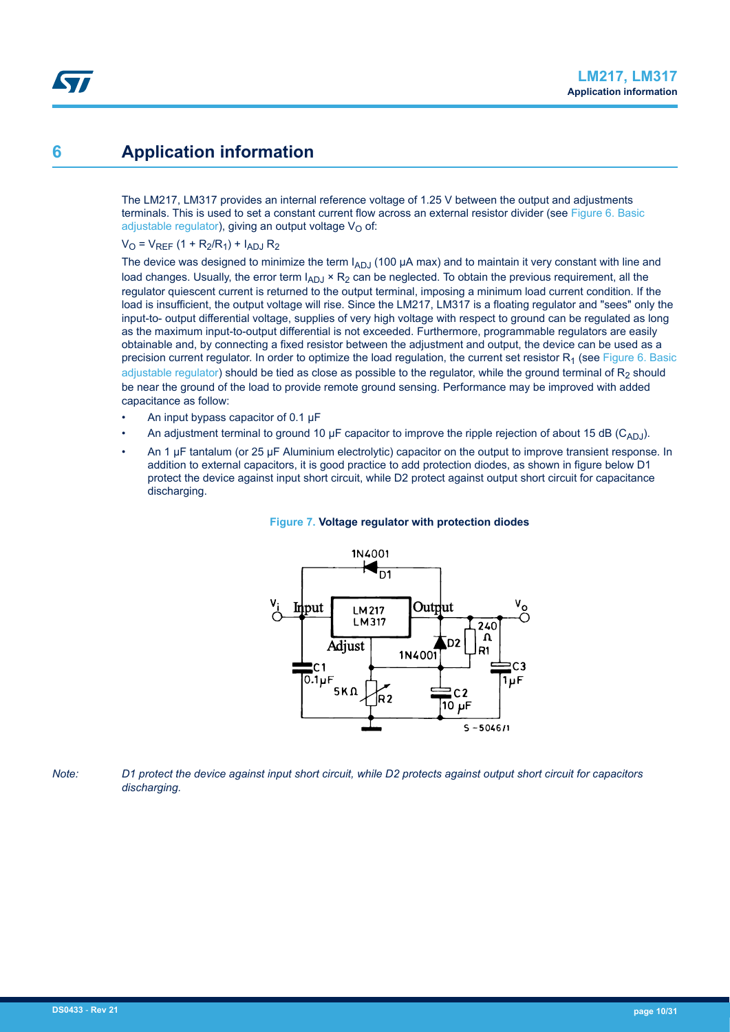# 6 Application information

The LM217, LM317 provides an internal reference voltage of 1.25 V between the output and adjustments terminals. This is used to set a constant current flow across an external resistor divider (see Figure 6. Basic adjustable regulator), giving an output voltage $V_O$ of:

$V_O = V_{REF} (1 + R_2/R_1) + I_{ADJ} R_2$

The device was designed to minimize the term $I_{ADJ}$ (100 µA max) and to maintain it very constant with line and load changes. Usually, the error term $I_{ADJ} \times R_2$ can be neglected. To obtain the previous requirement, all the regulator quiescent current is returned to the output terminal, imposing a minimum load current condition. If the load is insufficient, the output voltage will rise. Since the LM217, LM317 is a floating regulator and "sees" only the input-to- output differential voltage, supplies of very high voltage with respect to ground can be regulated as long as the maximum input-to-output differential is not exceeded. Furthermore, programmable regulators are easily obtainable and, by connecting a fixed resistor between the adjustment and output, the device can be used as a precision current regulator. In order to optimize the load regulation, the current set resistor $R_1$ (see Figure 6. Basic adjustable regulator) should be tied as close as possible to the regulator, while the ground terminal of $R_2$ should be near the ground of the load to provide remote ground sensing. Performance may be improved with added capacitance as follow:

- An input bypass capacitor of 0.1 µF
- An adjustment terminal to ground 10 µF capacitor to improve the ripple rejection of about 15 dB ($C_{ADJ}$).
- An 1 µF tantalum (or 25 µF Aluminium electrolytic) capacitor on the output to improve transient response. In addition to external capacitors, it is good practice to add protection diodes, as shown in figure below D1 protect the device against input short circuit, while D2 protect against output short circuit for capacitance discharging.

**Figure 7. Voltage regulator with protection diodes**

*Note: D1 protect the device against input short circuit, while D2 protects against output short circuit for capacitors discharging.*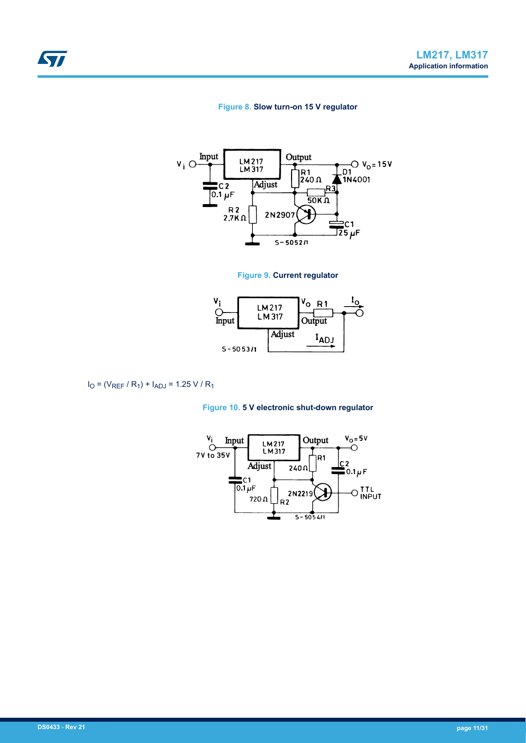**Figure 8.** Slow turn-on 15 V regulator

**Figure 9.** Current regulator

$I_O = (V_{REF} / R_1) + I_{ADJ} = 1.25\ V / R_1$

**Figure 10.** 5 V electronic shut-down regulator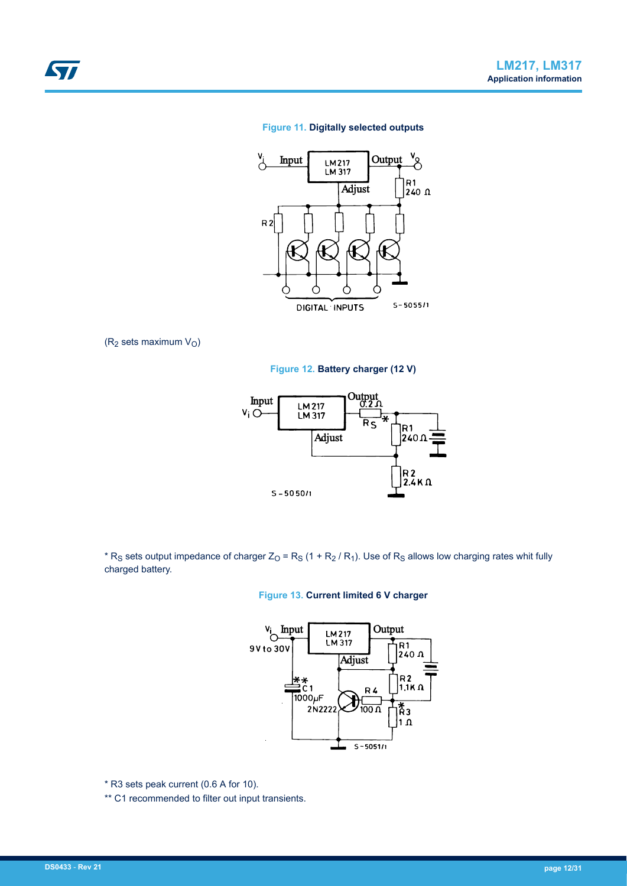**Figure 11. Digitally selected outputs**

($R_2$ sets maximum $V_O$)

**Figure 12. Battery charger (12 V)**

* $R_S$ sets output impedance of charger $Z_O = R_S (1 + R_2 / R_1)$. Use of $R_S$ allows low charging rates whit fully charged battery.

**Figure 13. Current limited 6 V charger**

* R3 sets peak current (0.6 A for 1Ω).

** C1 recommended to filter out input transients.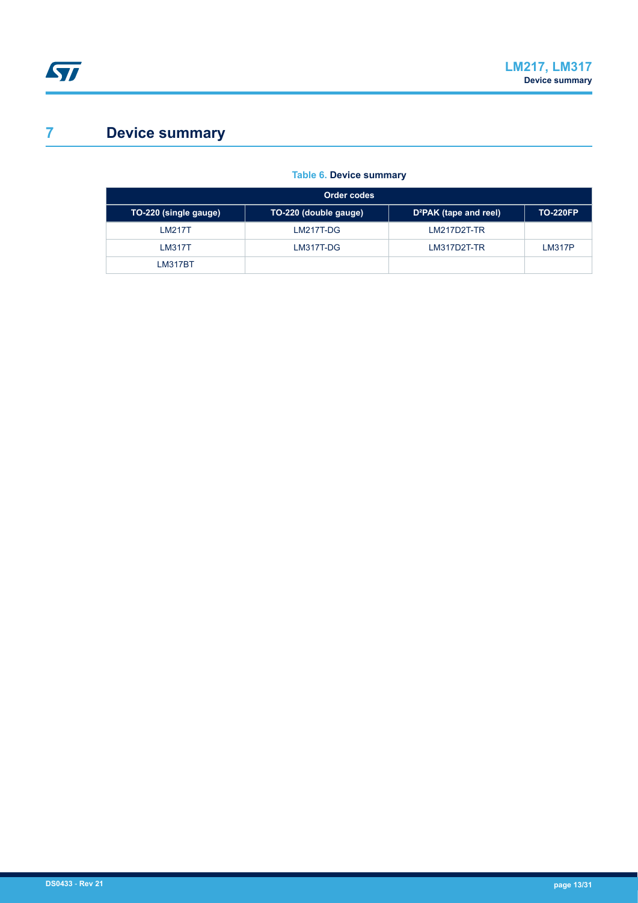# 7 Device summary

**Table 6. Device summary**

| Order codes | | | |
|---|---|---|---|
| TO-220 (single gauge) | TO-220 (double gauge) | D²PAK (tape and reel) | TO-220FP |
| LM217T | LM217T-DG | LM217D2T-TR | |
| LM317T | LM317T-DG | LM317D2T-TR | LM317P |
| LM317BT | | | |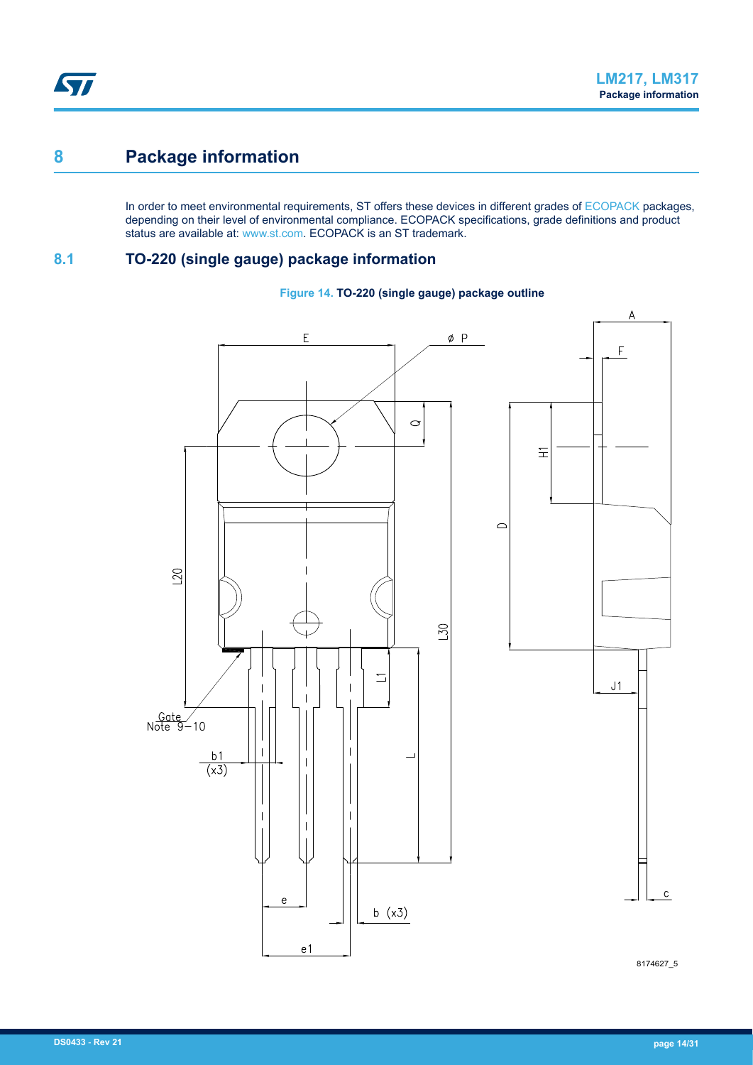# 8 Package information

In order to meet environmental requirements, ST offers these devices in different grades of ECOPACK packages, depending on their level of environmental compliance. ECOPACK specifications, grade definitions and product status are available at: www.st.com. ECOPACK is an ST trademark.

## 8.1 TO-220 (single gauge) package information

**Figure 14. TO-220 (single gauge) package outline**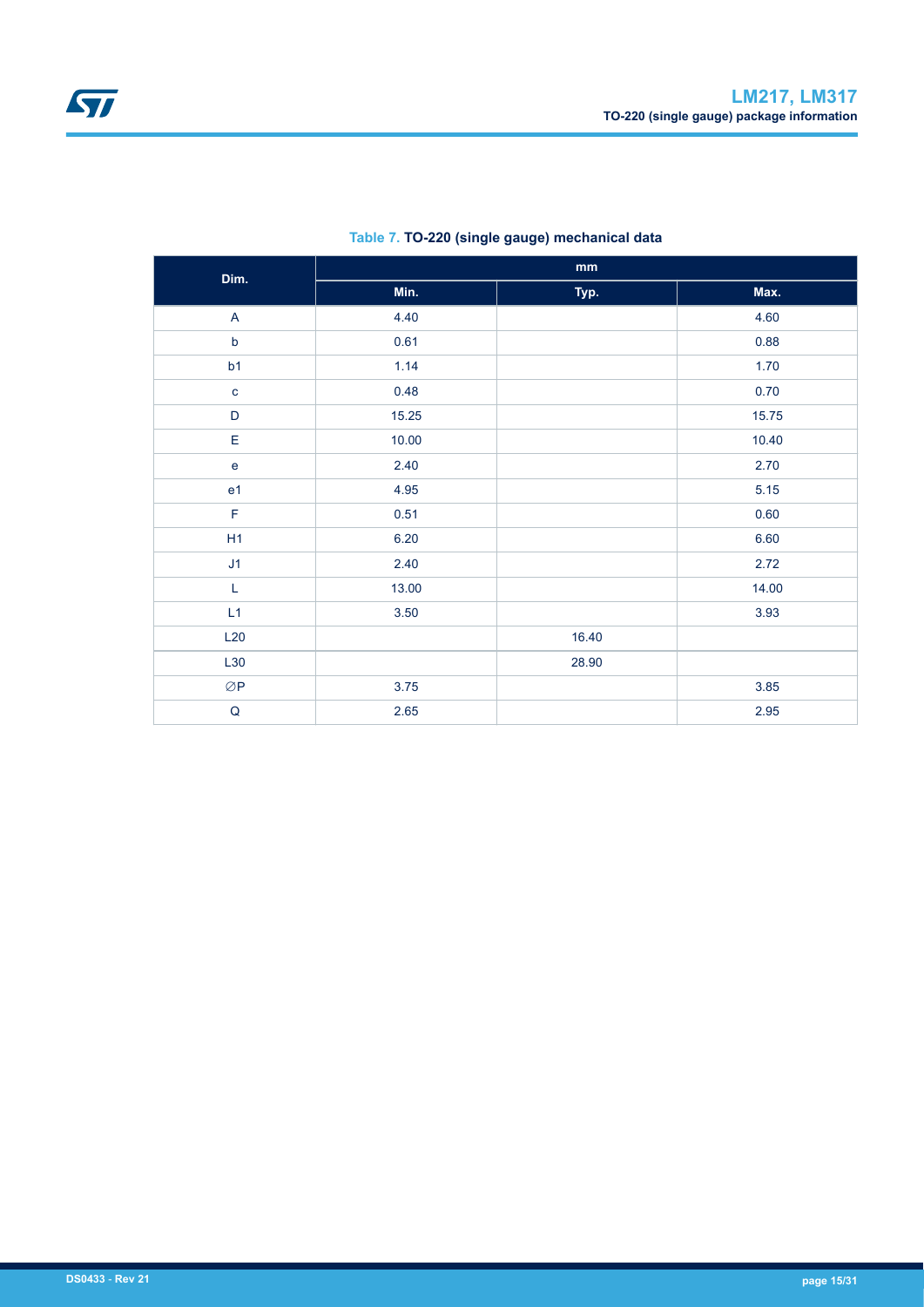Table 7. **TO-220 (single gauge) mechanical data**

| Dim. | mm | | |
|---|---|---|---|
| | Min. | Typ. | Max. |
| A | 4.40 | | 4.60 |
| b | 0.61 | | 0.88 |
| b1 | 1.14 | | 1.70 |
| c | 0.48 | | 0.70 |
| D | 15.25 | | 15.75 |
| E | 10.00 | | 10.40 |
| e | 2.40 | | 2.70 |
| e1 | 4.95 | | 5.15 |
| F | 0.51 | | 0.60 |
| H1 | 6.20 | | 6.60 |
| J1 | 2.40 | | 2.72 |
| L | 13.00 | | 14.00 |
| L1 | 3.50 | | 3.93 |
| L20 | | 16.40 | |
| L30 | | 28.90 | |
| ∅P | 3.75 | | 3.85 |
| Q | 2.65 | | 2.95 |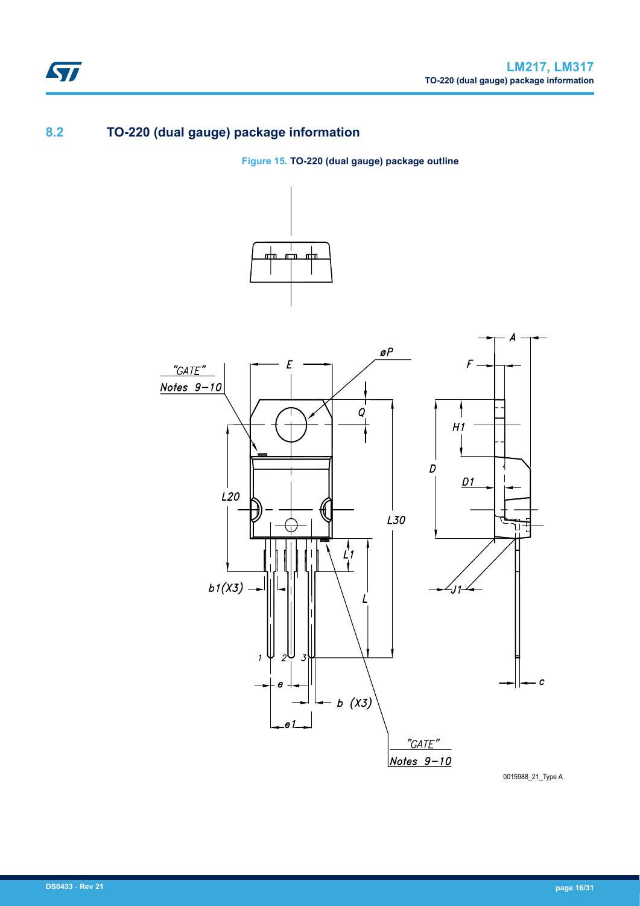## 8.2 TO-220 (dual gauge) package information

**Figure 15. TO-220 (dual gauge) package outline**

0015988_21_Type A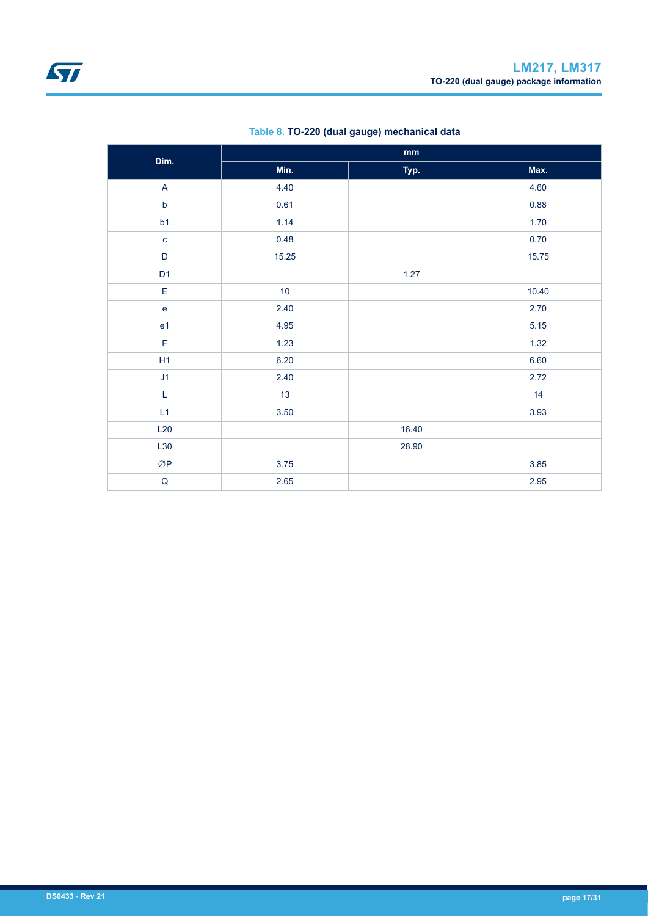**Table 8. TO-220 (dual gauge) mechanical data**

| Dim. | mm | | |
|---|---|---|---|
| | Min. | Typ. | Max. |
| A | 4.40 | | 4.60 |
| b | 0.61 | | 0.88 |
| b1 | 1.14 | | 1.70 |
| c | 0.48 | | 0.70 |
| D | 15.25 | | 15.75 |
| D1 | | 1.27 | |
| E | 10 | | 10.40 |
| e | 2.40 | | 2.70 |
| e1 | 4.95 | | 5.15 |
| F | 1.23 | | 1.32 |
| H1 | 6.20 | | 6.60 |
| J1 | 2.40 | | 2.72 |
| L | 13 | | 14 |
| L1 | 3.50 | | 3.93 |
| L20 | | 16.40 | |
| L30 | | 28.90 | |
| ∅P | 3.75 | | 3.85 |
| Q | 2.65 | | 2.95 |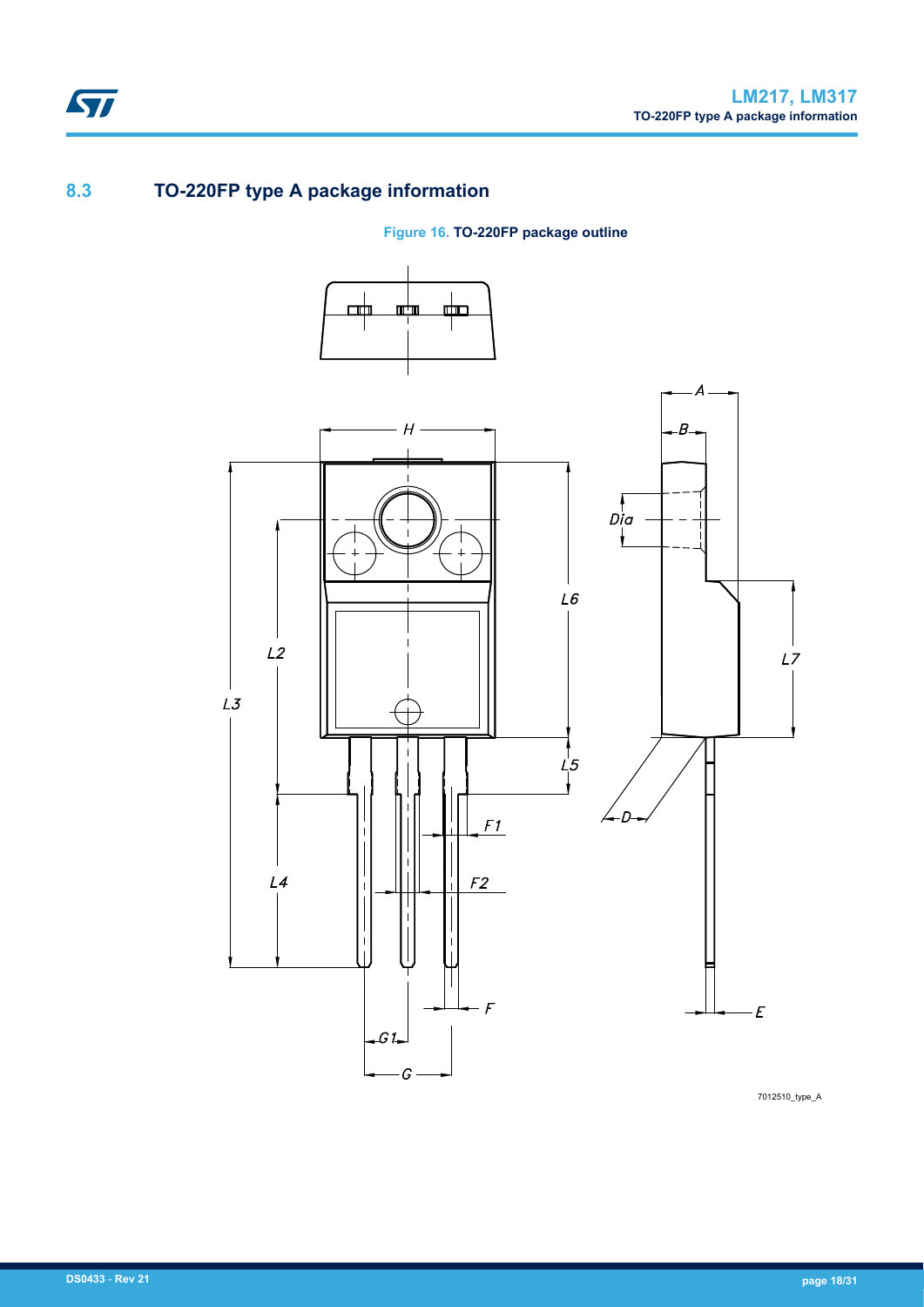## 8.3 TO-220FP type A package information

**Figure 16. TO-220FP package outline**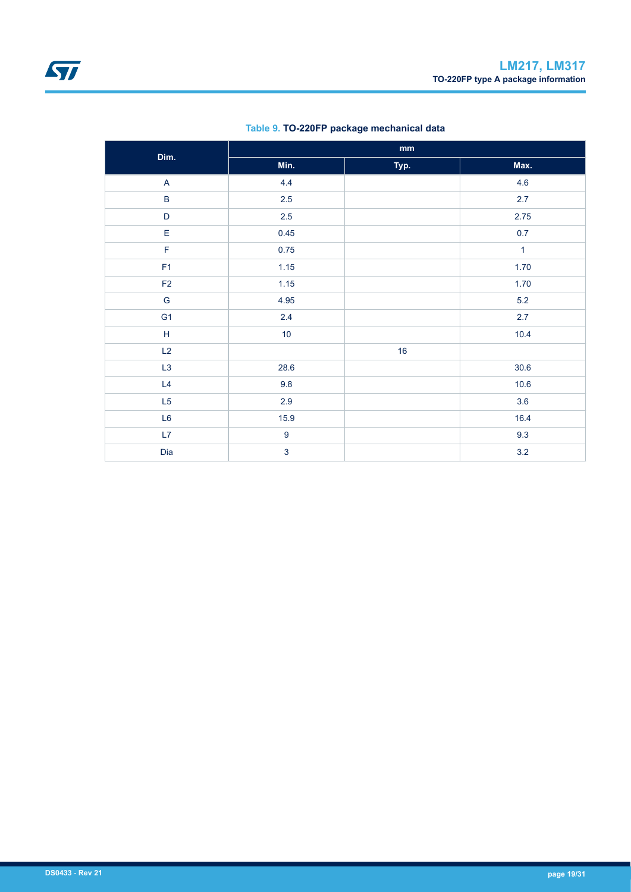Table 9. **TO-220FP package mechanical data**

| Dim. | mm | | |
|---|---|---|---|
| | Min. | Typ. | Max. |
| A | 4.4 | | 4.6 |
| B | 2.5 | | 2.7 |
| D | 2.5 | | 2.75 |
| E | 0.45 | | 0.7 |
| F | 0.75 | | 1 |
| F1 | 1.15 | | 1.70 |
| F2 | 1.15 | | 1.70 |
| G | 4.95 | | 5.2 |
| G1 | 2.4 | | 2.7 |
| H | 10 | | 10.4 |
| L2 | | 16 | |
| L3 | 28.6 | | 30.6 |
| L4 | 9.8 | | 10.6 |
| L5 | 2.9 | | 3.6 |
| L6 | 15.9 | | 16.4 |
| L7 | 9 | | 9.3 |
| Dia | 3 | | 3.2 |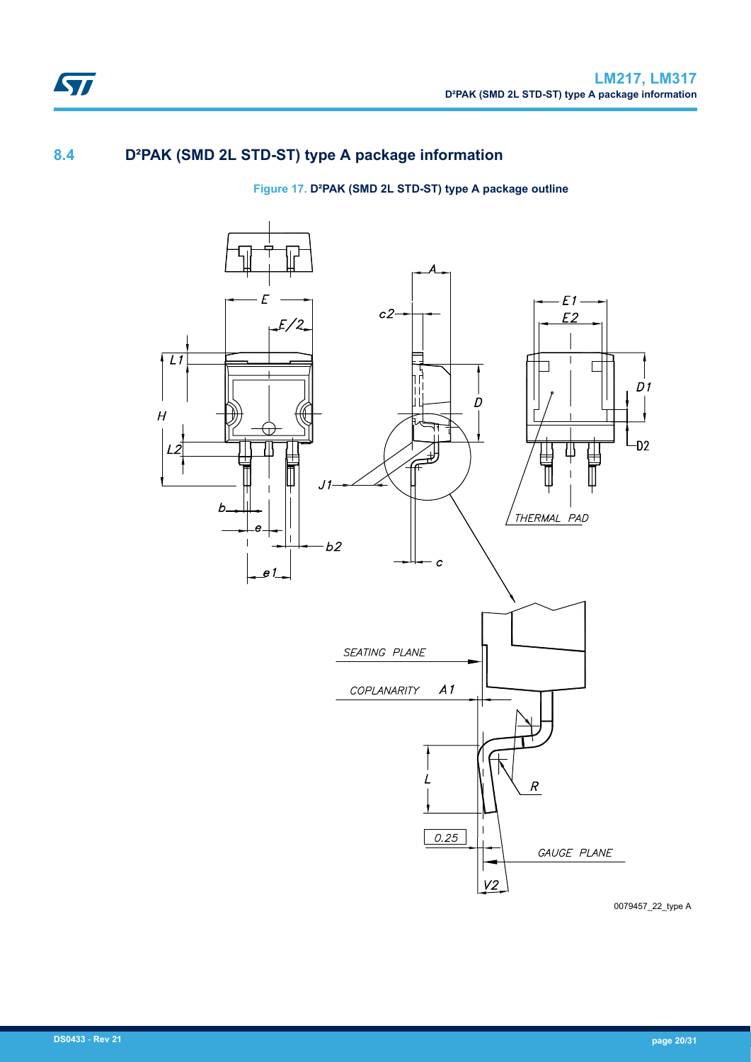## 8.4 D²PAK (SMD 2L STD-ST) type A package information

Figure 17. D²PAK (SMD 2L STD-ST) type A package outline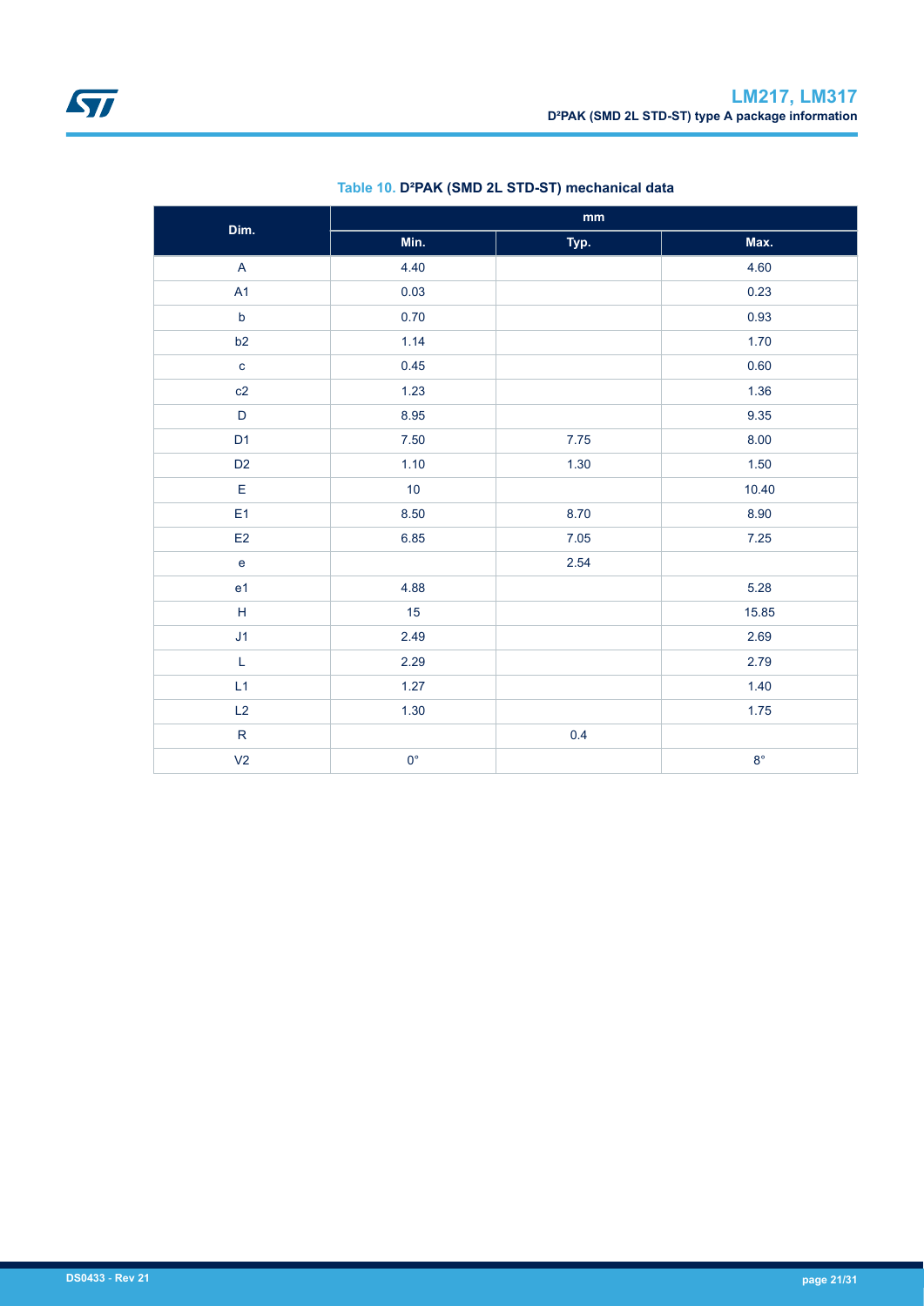**Table 10. D²PAK (SMD 2L STD-ST) mechanical data**

| Dim. | mm | | |
|---|---|---|---|
| | Min. | Typ. | Max. |
| A | 4.40 | | 4.60 |
| A1 | 0.03 | | 0.23 |
| b | 0.70 | | 0.93 |
| b2 | 1.14 | | 1.70 |
| c | 0.45 | | 0.60 |
| c2 | 1.23 | | 1.36 |
| D | 8.95 | | 9.35 |
| D1 | 7.50 | 7.75 | 8.00 |
| D2 | 1.10 | 1.30 | 1.50 |
| E | 10 | | 10.40 |
| E1 | 8.50 | 8.70 | 8.90 |
| E2 | 6.85 | 7.05 | 7.25 |
| e | | 2.54 | |
| e1 | 4.88 | | 5.28 |
| H | 15 | | 15.85 |
| J1 | 2.49 | | 2.69 |
| L | 2.29 | | 2.79 |
| L1 | 1.27 | | 1.40 |
| L2 | 1.30 | | 1.75 |
| R | | 0.4 | |
| V2 | 0° | | 8° |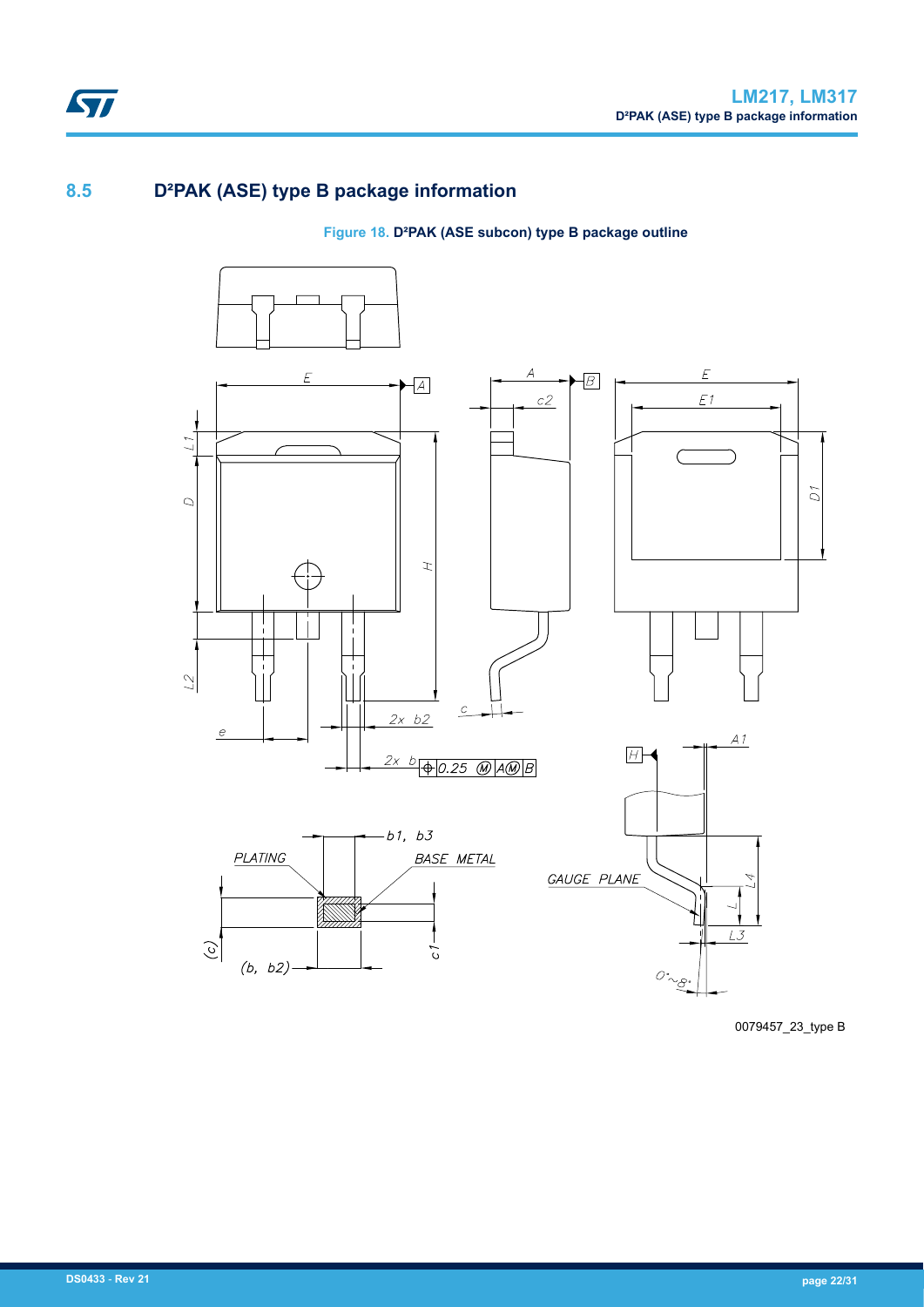## 8.5 D²PAK (ASE) type B package information

**Figure 18. D²PAK (ASE subcon) type B package outline**

0079457_23_type B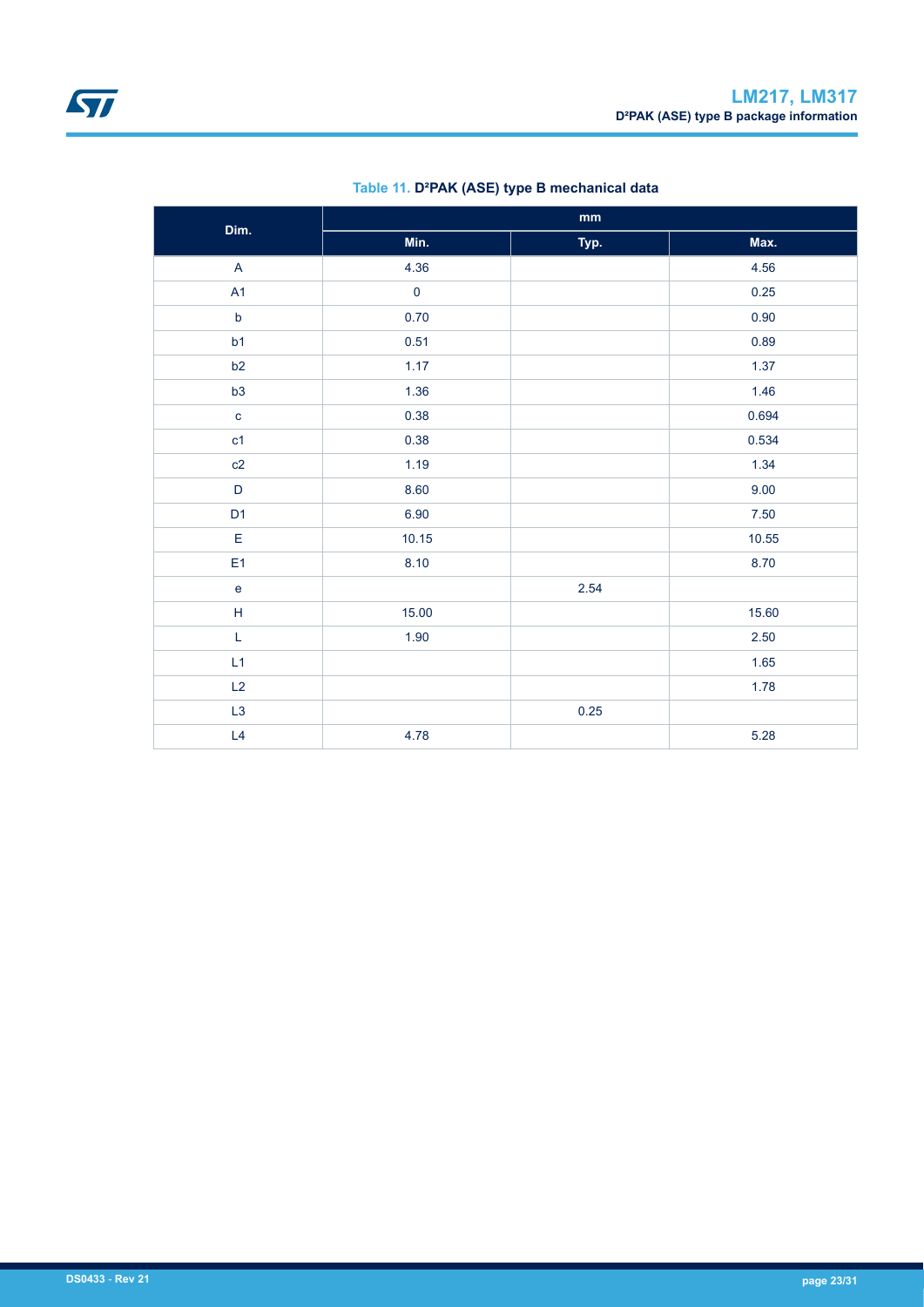**Table 11. D²PAK (ASE) type B mechanical data**

| Dim. | mm | | |
|---|---|---|---|
| | Min. | Typ. | Max. |
| A | 4.36 | | 4.56 |
| A1 | 0 | | 0.25 |
| b | 0.70 | | 0.90 |
| b1 | 0.51 | | 0.89 |
| b2 | 1.17 | | 1.37 |
| b3 | 1.36 | | 1.46 |
| c | 0.38 | | 0.694 |
| c1 | 0.38 | | 0.534 |
| c2 | 1.19 | | 1.34 |
| D | 8.60 | | 9.00 |
| D1 | 6.90 | | 7.50 |
| E | 10.15 | | 10.55 |
| E1 | 8.10 | | 8.70 |
| e | | 2.54 | |
| H | 15.00 | | 15.60 |
| L | 1.90 | | 2.50 |
| L1 | | | 1.65 |
| L2 | | | 1.78 |
| L3 | | 0.25 | |
| L4 | 4.78 | | 5.28 |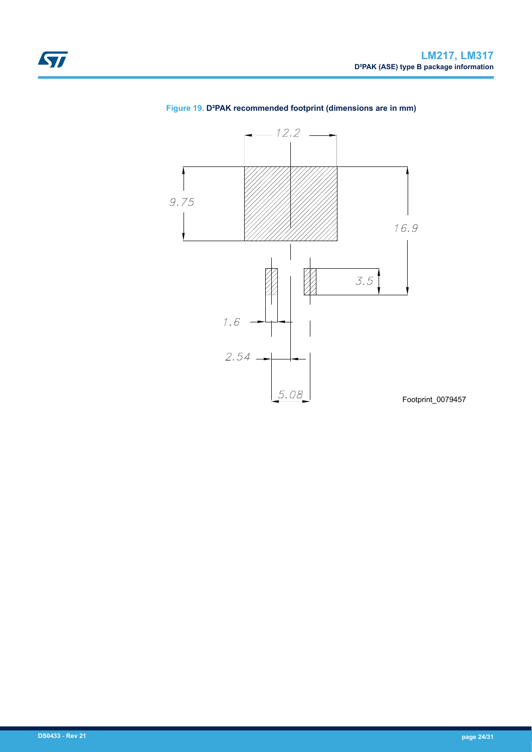Figure 19. D²PAK recommended footprint (dimensions are in mm)

12.2

9.75

16.9

3.5

1.6

2.54

5.08

Footprint_0079457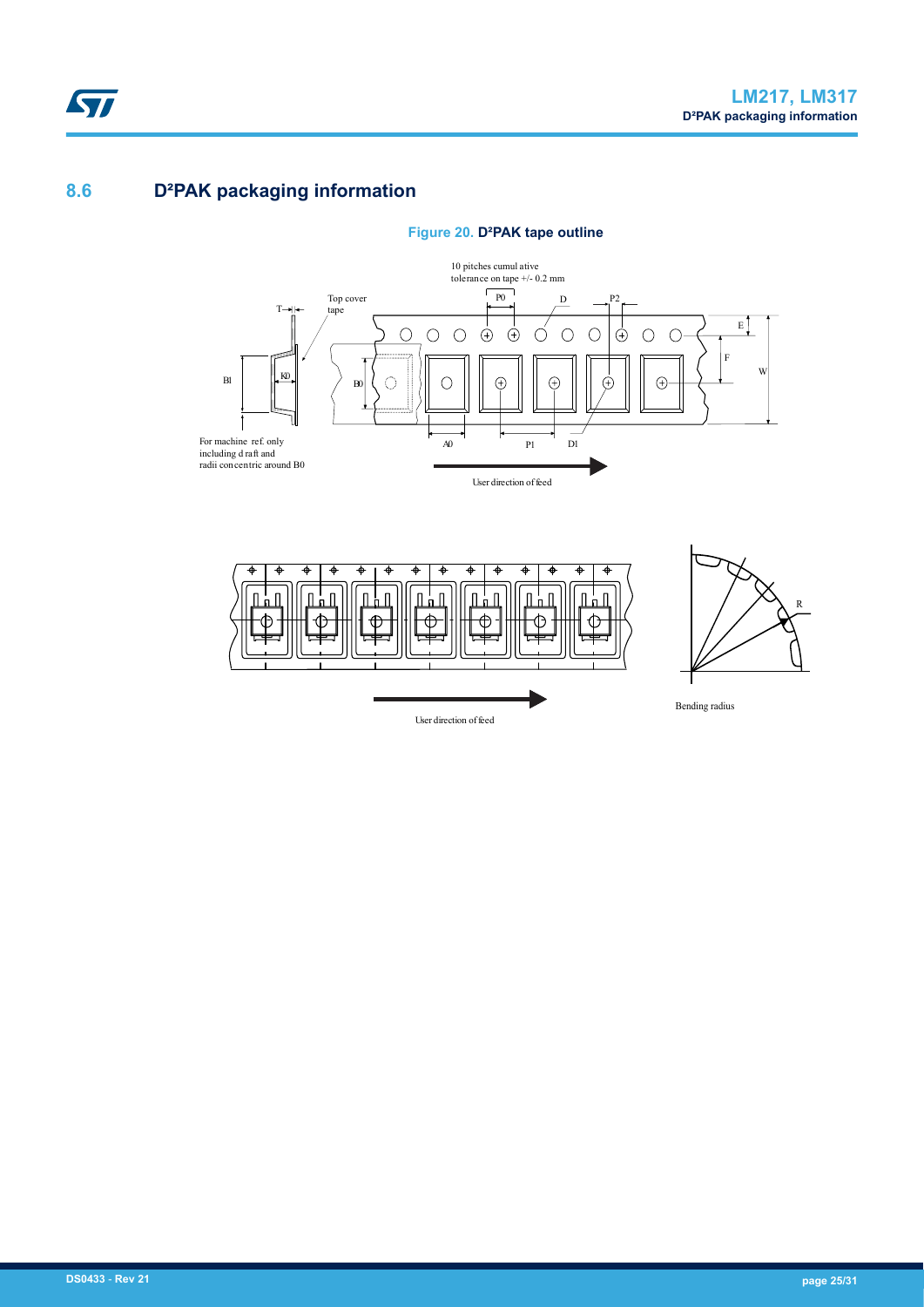## 8.6 D²PAK packaging information

**Figure 20. D²PAK tape outline**

10 pitches cumulative tolerance on tape +/- 0.2 mm

Top cover tape

T

B1

K0

B0

For machine ref. only including draft and radii concentric around B0

P0

D

P2

E

F

W

A0

P1

D1

User direction of feed

R

Bending radius

User direction of feed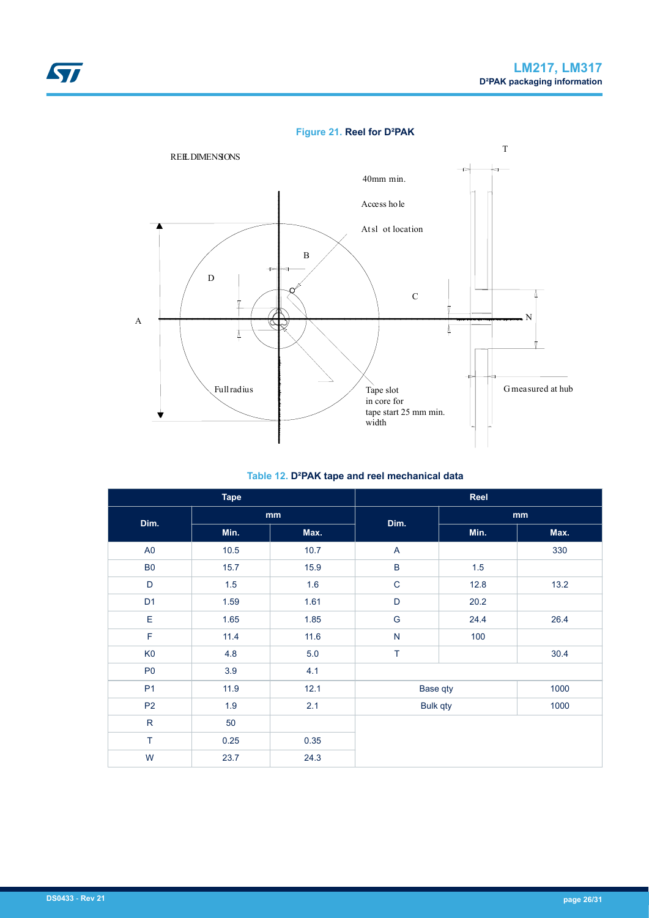**Figure 21. Reel for D²PAK**

REEL DIMENSIONS

40mm min.

Access hole

At slot location

Full radius

Tape slot in core for tape start 25 mm min. width

G measured at hub

**Table 12. D²PAK tape and reel mechanical data**

| Tape | | | Reel | | |
|---|---|---|---|---|---|
| Dim. | mm | | Dim. | mm | |
| | Min. | Max. | | Min. | Max. |
| A0 | 10.5 | 10.7 | A | | 330 |
| B0 | 15.7 | 15.9 | B | 1.5 | |
| D | 1.5 | 1.6 | C | 12.8 | 13.2 |
| D1 | 1.59 | 1.61 | D | 20.2 | |
| E | 1.65 | 1.85 | G | 24.4 | 26.4 |
| F | 11.4 | 11.6 | N | 100 | |
| K0 | 4.8 | 5.0 | T | | 30.4 |
| P0 | 3.9 | 4.1 | | | |
| P1 | 11.9 | 12.1 | Base qty | | 1000 |
| P2 | 1.9 | 2.1 | Bulk qty | | 1000 |
| R | 50 | | | | |
| T | 0.25 | 0.35 | | | |
| W | 23.7 | 24.3 | | | |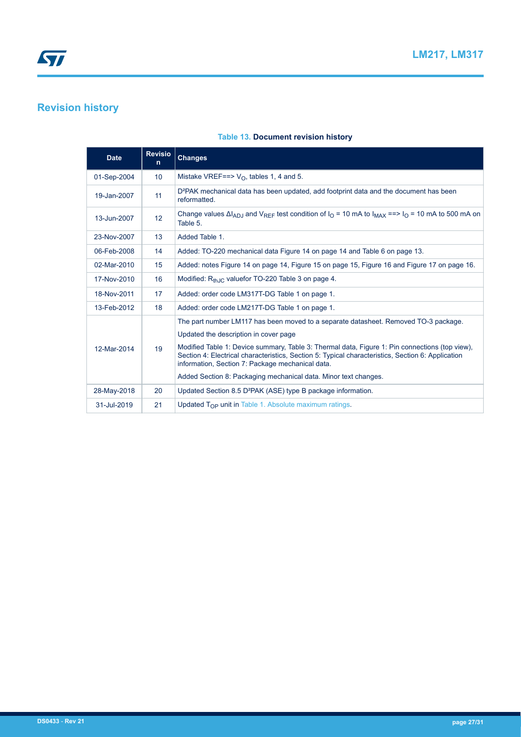## Revision history

**Table 13. Document revision history**

| Date | Revision | Changes |
|---|---|---|
| 01-Sep-2004 | 10 | Mistake VREF==> $V_O$, tables 1, 4 and 5. |
| 19-Jan-2007 | 11 | D²PAK mechanical data has been updated, add footprint data and the document has been reformatted. |
| 13-Jun-2007 | 12 | Change values $\Delta I_{ADJ}$ and $V_{REF}$ test condition of $I_O$ = 10 mA to $I_{MAX}$ ==> $I_O$ = 10 mA to 500 mA on Table 5. |
| 23-Nov-2007 | 13 | Added Table 1. |
| 06-Feb-2008 | 14 | Added: TO-220 mechanical data Figure 14 on page 14 and Table 6 on page 13. |
| 02-Mar-2010 | 15 | Added: notes Figure 14 on page 14, Figure 15 on page 15, Figure 16 and Figure 17 on page 16. |
| 17-Nov-2010 | 16 | Modified: $R_{thJC}$ valuefor TO-220 Table 3 on page 4. |
| 18-Nov-2011 | 17 | Added: order code LM317T-DG Table 1 on page 1. |
| 13-Feb-2012 | 18 | Added: order code LM217T-DG Table 1 on page 1. |
| 12-Mar-2014 | 19 | The part number LM117 has been moved to a separate datasheet. Removed TO-3 package. Updated the description in cover page Modified Table 1: Device summary, Table 3: Thermal data, Figure 1: Pin connections (top view), Section 4: Electrical characteristics, Section 5: Typical characteristics, Section 6: Application information, Section 7: Package mechanical data. Added Section 8: Packaging mechanical data. Minor text changes. |
| 28-May-2018 | 20 | Updated Section 8.5 D²PAK (ASE) type B package information. |
| 31-Jul-2019 | 21 | Updated $T_{OP}$ unit in Table 1. Absolute maximum ratings. |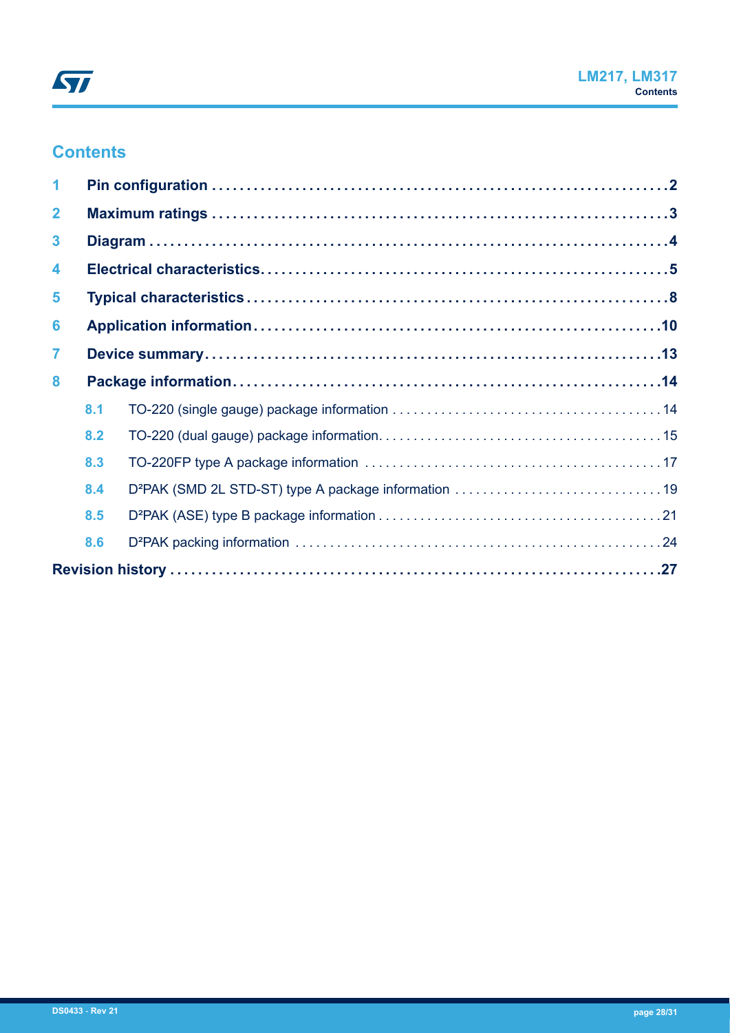# Contents

1 Pin configuration ....................................................................2

2 Maximum ratings ....................................................................3

3 Diagram ....................................................................4

4 Electrical characteristics....................................................................5

5 Typical characteristics ....................................................................8

6 Application information....................................................................10

7 Device summary....................................................................13

8 Package information....................................................................14

- 8.1 TO-220 (single gauge) package information ....................................................................14
- 8.2 TO-220 (dual gauge) package information....................................................................15
- 8.3 TO-220FP type A package information ....................................................................17
- 8.4 D²PAK (SMD 2L STD-ST) type A package information ....................................................................19
- 8.5 D²PAK (ASE) type B package information ....................................................................21
- 8.6 D²PAK packing information ....................................................................24

Revision history ....................................................................27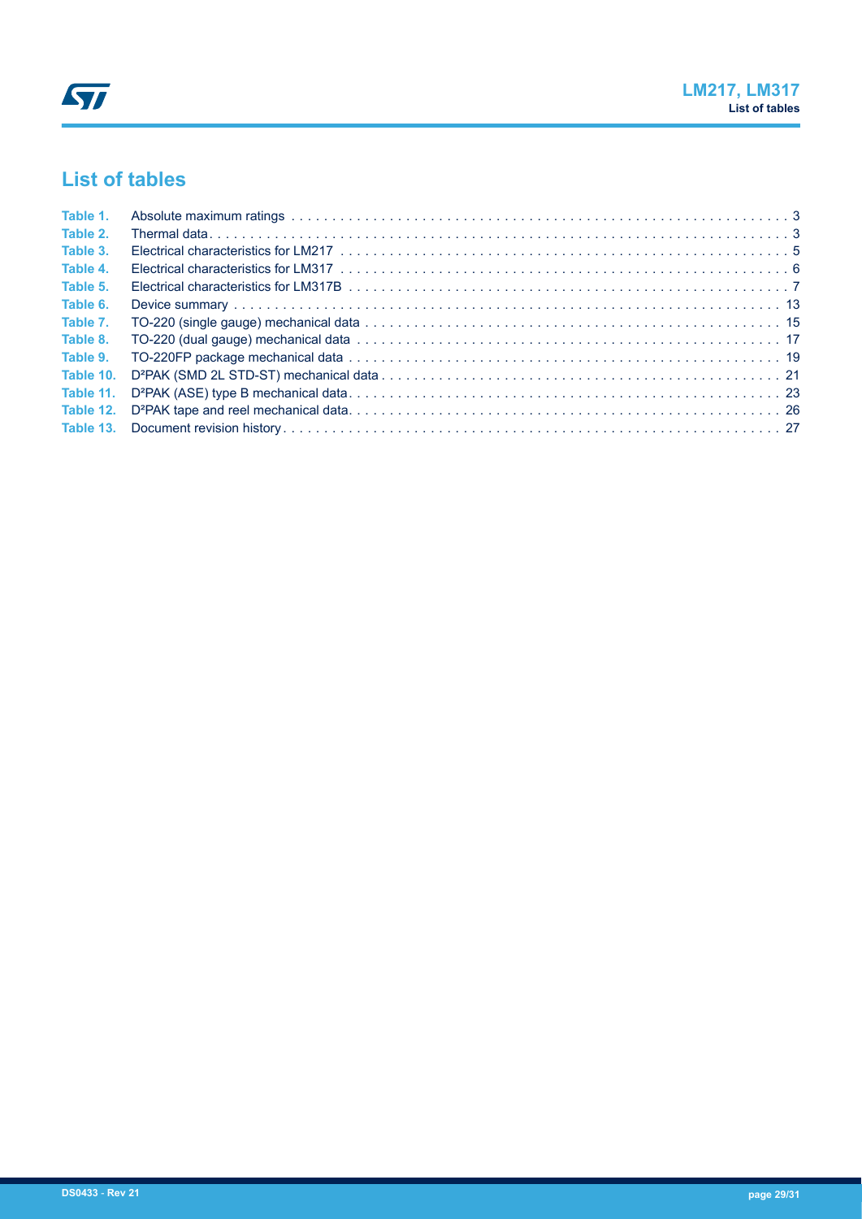## List of tables

Table 1. Absolute maximum ratings . . . . . . . . . . . . . . . . . . . . . . . . . . . . . . . . . . . . . . . . . . . . . . . . . . . . . . . . . . . . . . 3
Table 2. Thermal data . . . . . . . . . . . . . . . . . . . . . . . . . . . . . . . . . . . . . . . . . . . . . . . . . . . . . . . . . . . . . . . . . . . . . . . . . . 3
Table 3. Electrical characteristics for LM217 . . . . . . . . . . . . . . . . . . . . . . . . . . . . . . . . . . . . . . . . . . . . . . . . . . . . . . 5
Table 4. Electrical characteristics for LM317 . . . . . . . . . . . . . . . . . . . . . . . . . . . . . . . . . . . . . . . . . . . . . . . . . . . . . . 6
Table 5. Electrical characteristics for LM317B . . . . . . . . . . . . . . . . . . . . . . . . . . . . . . . . . . . . . . . . . . . . . . . . . . . . 7
Table 6. Device summary . . . . . . . . . . . . . . . . . . . . . . . . . . . . . . . . . . . . . . . . . . . . . . . . . . . . . . . . . . . . . . . . . . . . 13
Table 7. TO-220 (single gauge) mechanical data . . . . . . . . . . . . . . . . . . . . . . . . . . . . . . . . . . . . . . . . . . . . . . . . . 15
Table 8. TO-220 (dual gauge) mechanical data . . . . . . . . . . . . . . . . . . . . . . . . . . . . . . . . . . . . . . . . . . . . . . . . . . 17
Table 9. TO-220FP package mechanical data . . . . . . . . . . . . . . . . . . . . . . . . . . . . . . . . . . . . . . . . . . . . . . . . . . . 19
Table 10. D²PAK (SMD 2L STD-ST) mechanical data . . . . . . . . . . . . . . . . . . . . . . . . . . . . . . . . . . . . . . . . . . . . . 21
Table 11. D²PAK (ASE) type B mechanical data . . . . . . . . . . . . . . . . . . . . . . . . . . . . . . . . . . . . . . . . . . . . . . . . . . 23
Table 12. D²PAK tape and reel mechanical data . . . . . . . . . . . . . . . . . . . . . . . . . . . . . . . . . . . . . . . . . . . . . . . . . . 26
Table 13. Document revision history . . . . . . . . . . . . . . . . . . . . . . . . . . . . . . . . . . . . . . . . . . . . . . . . . . . . . . . . . . . 27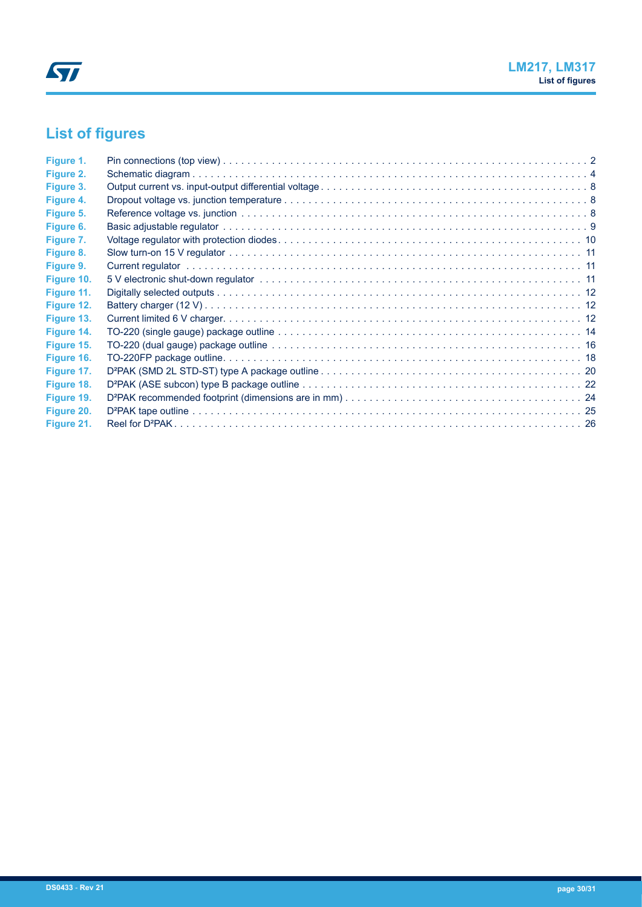# List of figures

| | | |
|---|---|---|
| Figure 1. | Pin connections (top view) | 2 |
| Figure 2. | Schematic diagram | 4 |
| Figure 3. | Output current vs. input-output differential voltage | 8 |
| Figure 4. | Dropout voltage vs. junction temperature | 8 |
| Figure 5. | Reference voltage vs. junction | 8 |
| Figure 6. | Basic adjustable regulator | 9 |
| Figure 7. | Voltage regulator with protection diodes | 10 |
| Figure 8. | Slow turn-on 15 V regulator | 11 |
| Figure 9. | Current regulator | 11 |
| Figure 10. | 5 V electronic shut-down regulator | 11 |
| Figure 11. | Digitally selected outputs | 12 |
| Figure 12. | Battery charger (12 V) | 12 |
| Figure 13. | Current limited 6 V charger | 12 |
| Figure 14. | TO-220 (single gauge) package outline | 14 |
| Figure 15. | TO-220 (dual gauge) package outline | 16 |
| Figure 16. | TO-220FP package outline | 18 |
| Figure 17. | D²PAK (SMD 2L STD-ST) type A package outline | 20 |
| Figure 18. | D²PAK (ASE subcon) type B package outline | 22 |
| Figure 19. | D²PAK recommended footprint (dimensions are in mm) | 24 |
| Figure 20. | D²PAK tape outline | 25 |
| Figure 21. | Reel for D²PAK | 26 |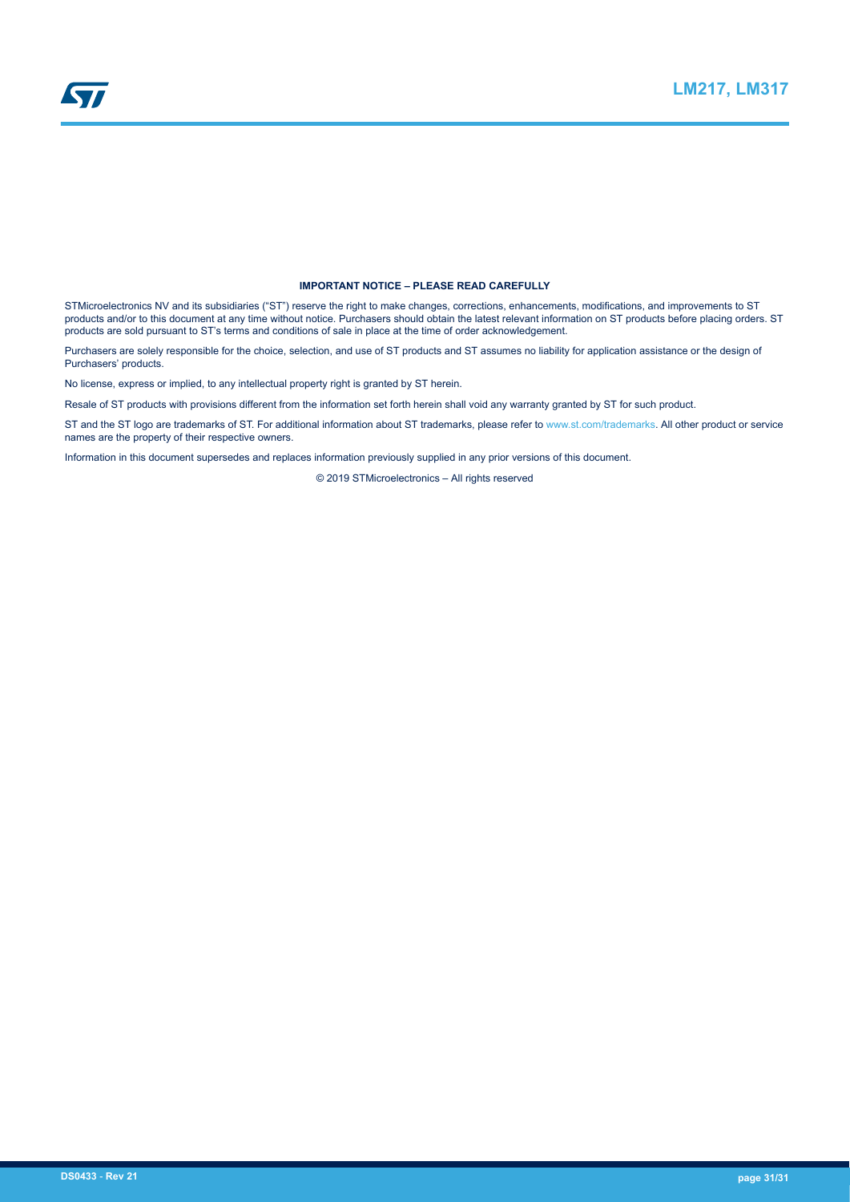**IMPORTANT NOTICE – PLEASE READ CAREFULLY**

STMicroelectronics NV and its subsidiaries ("ST") reserve the right to make changes, corrections, enhancements, modifications, and improvements to ST products and/or to this document at any time without notice. Purchasers should obtain the latest relevant information on ST products before placing orders. ST products are sold pursuant to ST's terms and conditions of sale in place at the time of order acknowledgement.

Purchasers are solely responsible for the choice, selection, and use of ST products and ST assumes no liability for application assistance or the design of Purchasers' products.

No license, express or implied, to any intellectual property right is granted by ST herein.

Resale of ST products with provisions different from the information set forth herein shall void any warranty granted by ST for such product.

ST and the ST logo are trademarks of ST. For additional information about ST trademarks, please refer to www.st.com/trademarks. All other product or service names are the property of their respective owners.

Information in this document supersedes and replaces information previously supplied in any prior versions of this document.

© 2019 STMicroelectronics – All rights reserved